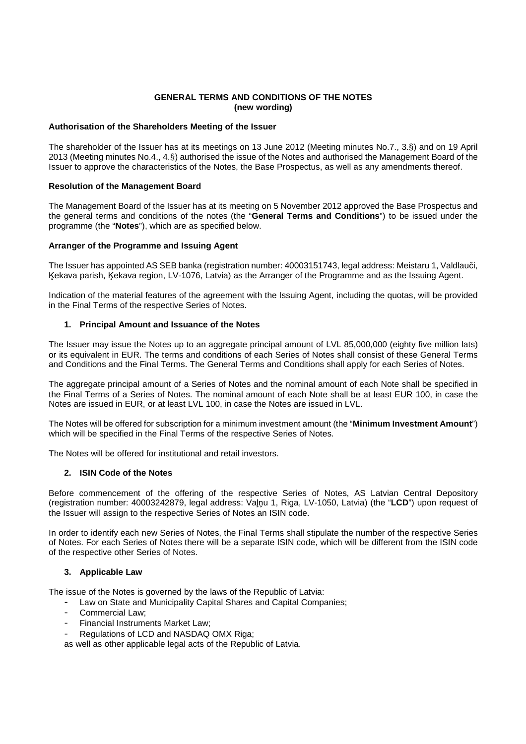# GENERAL TERMS AND CONDITIONS OF THE NOTES
**(new wording)**

**Authorisation of the Shareholders Meeting of the Issuer**

The shareholder of the Issuer has at its meetings on 13 June 2012 (Meeting minutes No.7., 3.§) and on 19 April 2013 (Meeting minutes No.4., 4.§) authorised the issue of the Notes and authorised the Management Board of the Issuer to approve the characteristics of the Notes, the Base Prospectus, as well as any amendments thereof.

**Resolution of the Management Board**

The Management Board of the Issuer has at its meeting on 5 November 2012 approved the Base Prospectus and the general terms and conditions of the notes (the "**General Terms and Conditions**") to be issued under the programme (the "**Notes**"), which are as specified below.

**Arranger of the Programme and Issuing Agent**

The Issuer has appointed AS SEB banka (registration number: 40003151743, legal address: Meistaru 1, Valdlauči, Ķekava parish, Ķekava region, LV-1076, Latvia) as the Arranger of the Programme and as the Issuing Agent.

Indication of the material features of the agreement with the Issuing Agent, including the quotas, will be provided in the Final Terms of the respective Series of Notes.

## 1. Principal Amount and Issuance of the Notes

The Issuer may issue the Notes up to an aggregate principal amount of LVL 85,000,000 (eighty five million lats) or its equivalent in EUR. The terms and conditions of each Series of Notes shall consist of these General Terms and Conditions and the Final Terms. The General Terms and Conditions shall apply for each Series of Notes.

The aggregate principal amount of a Series of Notes and the nominal amount of each Note shall be specified in the Final Terms of a Series of Notes. The nominal amount of each Note shall be at least EUR 100, in case the Notes are issued in EUR, or at least LVL 100, in case the Notes are issued in LVL.

The Notes will be offered for subscription for a minimum investment amount (the "**Minimum Investment Amount**") which will be specified in the Final Terms of the respective Series of Notes.

The Notes will be offered for institutional and retail investors.

## 2. ISIN Code of the Notes

Before commencement of the offering of the respective Series of Notes, AS Latvian Central Depository (registration number: 40003242879, legal address: Vaļņu 1, Riga, LV-1050, Latvia) (the "**LCD**") upon request of the Issuer will assign to the respective Series of Notes an ISIN code.

In order to identify each new Series of Notes, the Final Terms shall stipulate the number of the respective Series of Notes. For each Series of Notes there will be a separate ISIN code, which will be different from the ISIN code of the respective other Series of Notes.

## 3. Applicable Law

The issue of the Notes is governed by the laws of the Republic of Latvia:

- Law on State and Municipality Capital Shares and Capital Companies;
- Commercial Law;
- Financial Instruments Market Law;
- Regulations of LCD and NASDAQ OMX Riga;

as well as other applicable legal acts of the Republic of Latvia.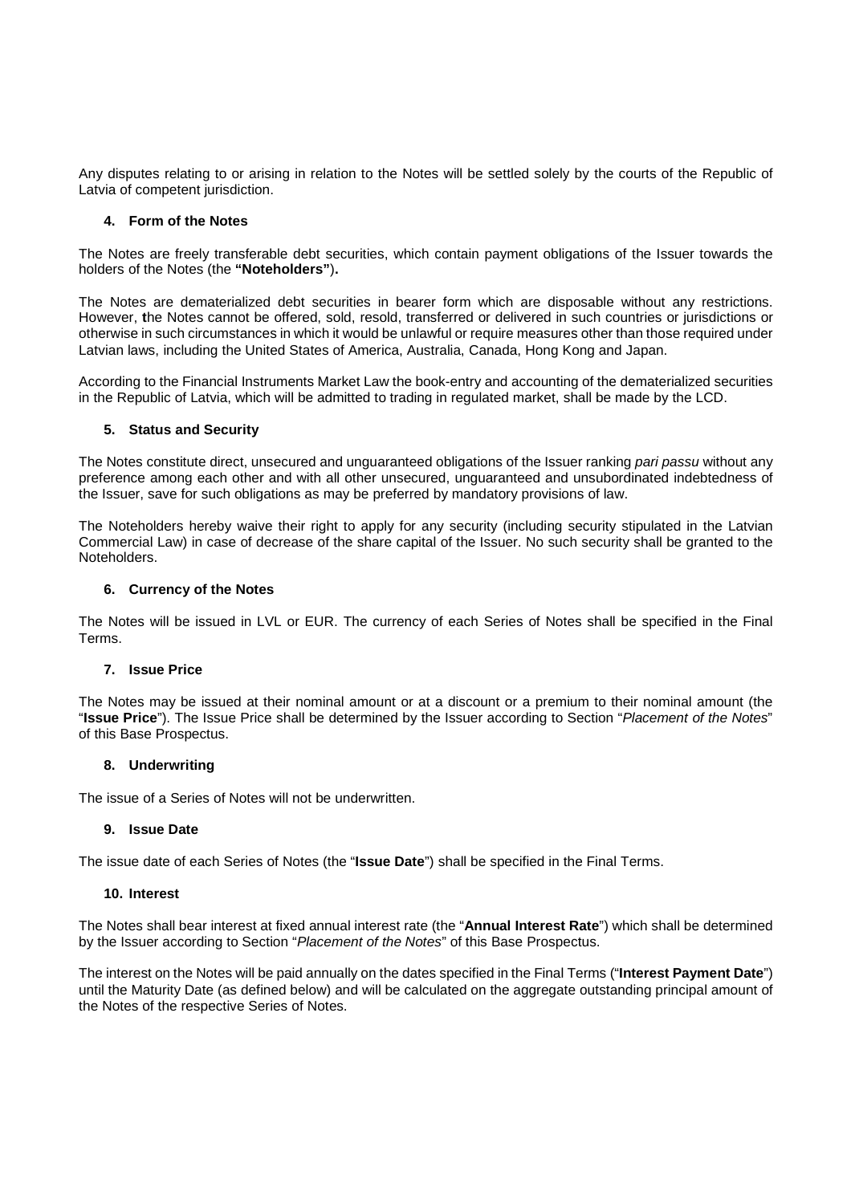Any disputes relating to or arising in relation to the Notes will be settled solely by the courts of the Republic of Latvia of competent jurisdiction.

#### 4. Form of the Notes

The Notes are freely transferable debt securities, which contain payment obligations of the Issuer towards the holders of the Notes (the **"Noteholders"**).

The Notes are dematerialized debt securities in bearer form which are disposable without any restrictions. However, **t**he Notes cannot be offered, sold, resold, transferred or delivered in such countries or jurisdictions or otherwise in such circumstances in which it would be unlawful or require measures other than those required under Latvian laws, including the United States of America, Australia, Canada, Hong Kong and Japan.

According to the Financial Instruments Market Law the book-entry and accounting of the dematerialized securities in the Republic of Latvia, which will be admitted to trading in regulated market, shall be made by the LCD.

#### 5. Status and Security

The Notes constitute direct, unsecured and unguaranteed obligations of the Issuer ranking *pari passu* without any preference among each other and with all other unsecured, unguaranteed and unsubordinated indebtedness of the Issuer, save for such obligations as may be preferred by mandatory provisions of law.

The Noteholders hereby waive their right to apply for any security (including security stipulated in the Latvian Commercial Law) in case of decrease of the share capital of the Issuer. No such security shall be granted to the Noteholders.

#### 6. Currency of the Notes

The Notes will be issued in LVL or EUR. The currency of each Series of Notes shall be specified in the Final Terms.

#### 7. Issue Price

The Notes may be issued at their nominal amount or at a discount or a premium to their nominal amount (the "**Issue Price**"). The Issue Price shall be determined by the Issuer according to Section "*Placement of the Notes*" of this Base Prospectus.

#### 8. Underwriting

The issue of a Series of Notes will not be underwritten.

#### 9. Issue Date

The issue date of each Series of Notes (the "**Issue Date**") shall be specified in the Final Terms.

#### 10. Interest

The Notes shall bear interest at fixed annual interest rate (the "**Annual Interest Rate**") which shall be determined by the Issuer according to Section "*Placement of the Notes*" of this Base Prospectus.

The interest on the Notes will be paid annually on the dates specified in the Final Terms ("**Interest Payment Date**") until the Maturity Date (as defined below) and will be calculated on the aggregate outstanding principal amount of the Notes of the respective Series of Notes.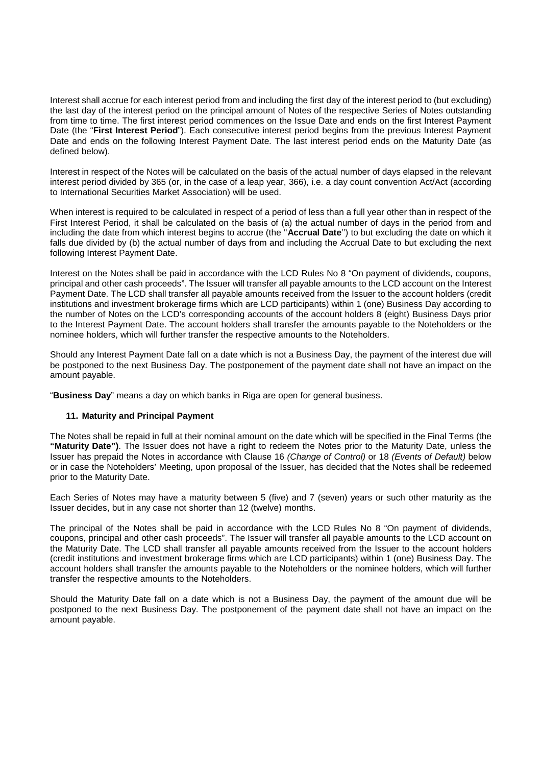Interest shall accrue for each interest period from and including the first day of the interest period to (but excluding) the last day of the interest period on the principal amount of Notes of the respective Series of Notes outstanding from time to time. The first interest period commences on the Issue Date and ends on the first Interest Payment Date (the "**First Interest Period**"). Each consecutive interest period begins from the previous Interest Payment Date and ends on the following Interest Payment Date. The last interest period ends on the Maturity Date (as defined below).

Interest in respect of the Notes will be calculated on the basis of the actual number of days elapsed in the relevant interest period divided by 365 (or, in the case of a leap year, 366), i.e. a day count convention Act/Act (according to International Securities Market Association) will be used.

When interest is required to be calculated in respect of a period of less than a full year other than in respect of the First Interest Period, it shall be calculated on the basis of (a) the actual number of days in the period from and including the date from which interest begins to accrue (the "**Accrual Date**") to but excluding the date on which it falls due divided by (b) the actual number of days from and including the Accrual Date to but excluding the next following Interest Payment Date.

Interest on the Notes shall be paid in accordance with the LCD Rules No 8 "On payment of dividends, coupons, principal and other cash proceeds". The Issuer will transfer all payable amounts to the LCD account on the Interest Payment Date. The LCD shall transfer all payable amounts received from the Issuer to the account holders (credit institutions and investment brokerage firms which are LCD participants) within 1 (one) Business Day according to the number of Notes on the LCD's corresponding accounts of the account holders 8 (eight) Business Days prior to the Interest Payment Date. The account holders shall transfer the amounts payable to the Noteholders or the nominee holders, which will further transfer the respective amounts to the Noteholders.

Should any Interest Payment Date fall on a date which is not a Business Day, the payment of the interest due will be postponed to the next Business Day. The postponement of the payment date shall not have an impact on the amount payable.

"**Business Day**" means a day on which banks in Riga are open for general business.

### 11. Maturity and Principal Payment

The Notes shall be repaid in full at their nominal amount on the date which will be specified in the Final Terms (the **"Maturity Date")**. The Issuer does not have a right to redeem the Notes prior to the Maturity Date, unless the Issuer has prepaid the Notes in accordance with Clause 16 *(Change of Control)* or 18 *(Events of Default)* below or in case the Noteholders' Meeting, upon proposal of the Issuer, has decided that the Notes shall be redeemed prior to the Maturity Date.

Each Series of Notes may have a maturity between 5 (five) and 7 (seven) years or such other maturity as the Issuer decides, but in any case not shorter than 12 (twelve) months.

The principal of the Notes shall be paid in accordance with the LCD Rules No 8 "On payment of dividends, coupons, principal and other cash proceeds". The Issuer will transfer all payable amounts to the LCD account on the Maturity Date. The LCD shall transfer all payable amounts received from the Issuer to the account holders (credit institutions and investment brokerage firms which are LCD participants) within 1 (one) Business Day. The account holders shall transfer the amounts payable to the Noteholders or the nominee holders, which will further transfer the respective amounts to the Noteholders.

Should the Maturity Date fall on a date which is not a Business Day, the payment of the amount due will be postponed to the next Business Day. The postponement of the payment date shall not have an impact on the amount payable.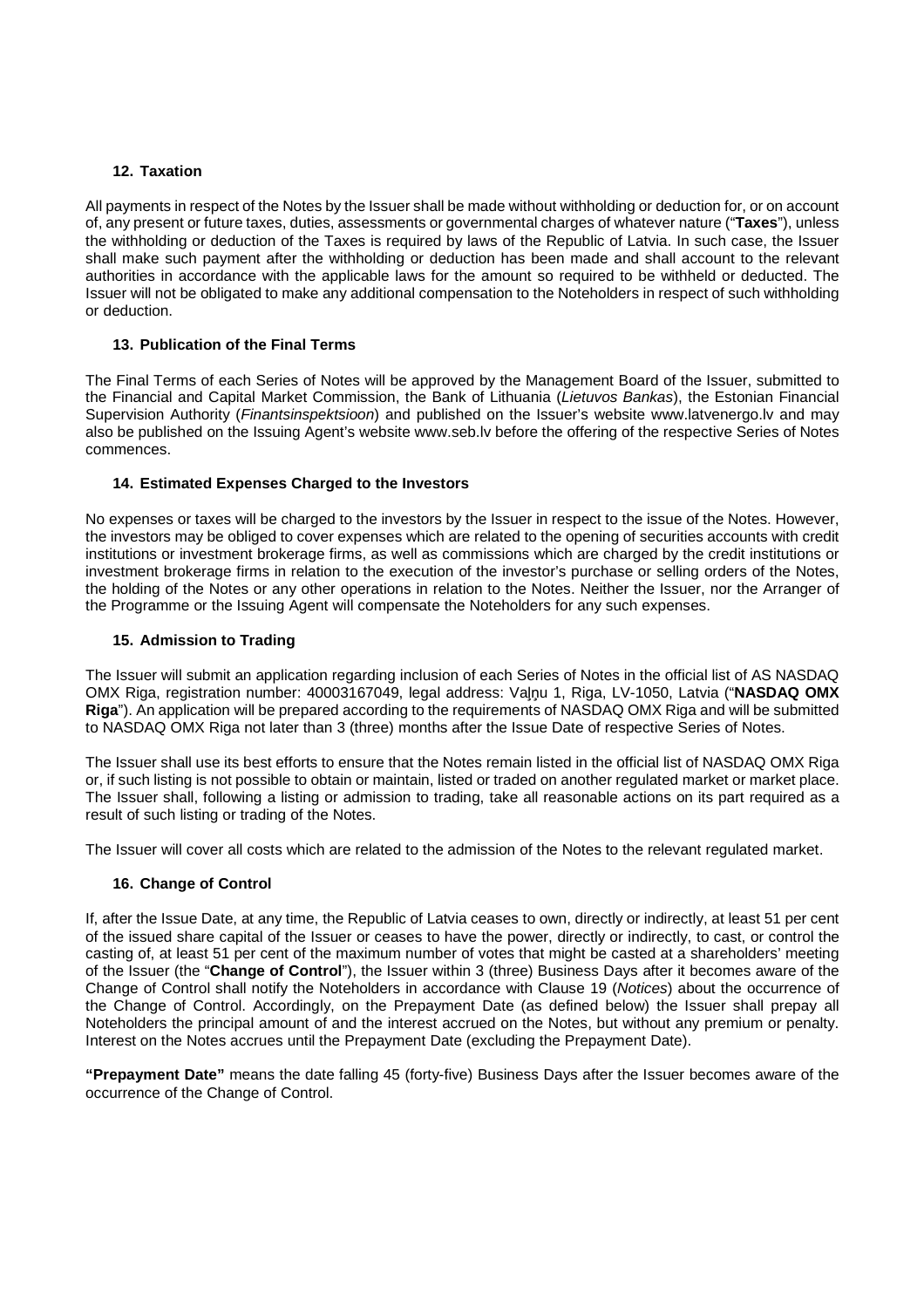## 12. Taxation

All payments in respect of the Notes by the Issuer shall be made without withholding or deduction for, or on account of, any present or future taxes, duties, assessments or governmental charges of whatever nature ("**Taxes**"), unless the withholding or deduction of the Taxes is required by laws of the Republic of Latvia. In such case, the Issuer shall make such payment after the withholding or deduction has been made and shall account to the relevant authorities in accordance with the applicable laws for the amount so required to be withheld or deducted. The Issuer will not be obligated to make any additional compensation to the Noteholders in respect of such withholding or deduction.

## 13. Publication of the Final Terms

The Final Terms of each Series of Notes will be approved by the Management Board of the Issuer, submitted to the Financial and Capital Market Commission, the Bank of Lithuania (*Lietuvos Bankas*), the Estonian Financial Supervision Authority (*Finantsinspektsioon*) and published on the Issuer's website www.latvenergo.lv and may also be published on the Issuing Agent's website www.seb.lv before the offering of the respective Series of Notes commences.

## 14. Estimated Expenses Charged to the Investors

No expenses or taxes will be charged to the investors by the Issuer in respect to the issue of the Notes. However, the investors may be obliged to cover expenses which are related to the opening of securities accounts with credit institutions or investment brokerage firms, as well as commissions which are charged by the credit institutions or investment brokerage firms in relation to the execution of the investor's purchase or selling orders of the Notes, the holding of the Notes or any other operations in relation to the Notes. Neither the Issuer, nor the Arranger of the Programme or the Issuing Agent will compensate the Noteholders for any such expenses.

## 15. Admission to Trading

The Issuer will submit an application regarding inclusion of each Series of Notes in the official list of AS NASDAQ OMX Riga, registration number: 40003167049, legal address: Vaļņu 1, Riga, LV-1050, Latvia ("**NASDAQ OMX Riga**"). An application will be prepared according to the requirements of NASDAQ OMX Riga and will be submitted to NASDAQ OMX Riga not later than 3 (three) months after the Issue Date of respective Series of Notes.

The Issuer shall use its best efforts to ensure that the Notes remain listed in the official list of NASDAQ OMX Riga or, if such listing is not possible to obtain or maintain, listed or traded on another regulated market or market place. The Issuer shall, following a listing or admission to trading, take all reasonable actions on its part required as a result of such listing or trading of the Notes.

The Issuer will cover all costs which are related to the admission of the Notes to the relevant regulated market.

## 16. Change of Control

If, after the Issue Date, at any time, the Republic of Latvia ceases to own, directly or indirectly, at least 51 per cent of the issued share capital of the Issuer or ceases to have the power, directly or indirectly, to cast, or control the casting of, at least 51 per cent of the maximum number of votes that might be casted at a shareholders' meeting of the Issuer (the "**Change of Control**"), the Issuer within 3 (three) Business Days after it becomes aware of the Change of Control shall notify the Noteholders in accordance with Clause 19 (*Notices*) about the occurrence of the Change of Control. Accordingly, on the Prepayment Date (as defined below) the Issuer shall prepay all Noteholders the principal amount of and the interest accrued on the Notes, but without any premium or penalty. Interest on the Notes accrues until the Prepayment Date (excluding the Prepayment Date).

**"Prepayment Date"** means the date falling 45 (forty-five) Business Days after the Issuer becomes aware of the occurrence of the Change of Control.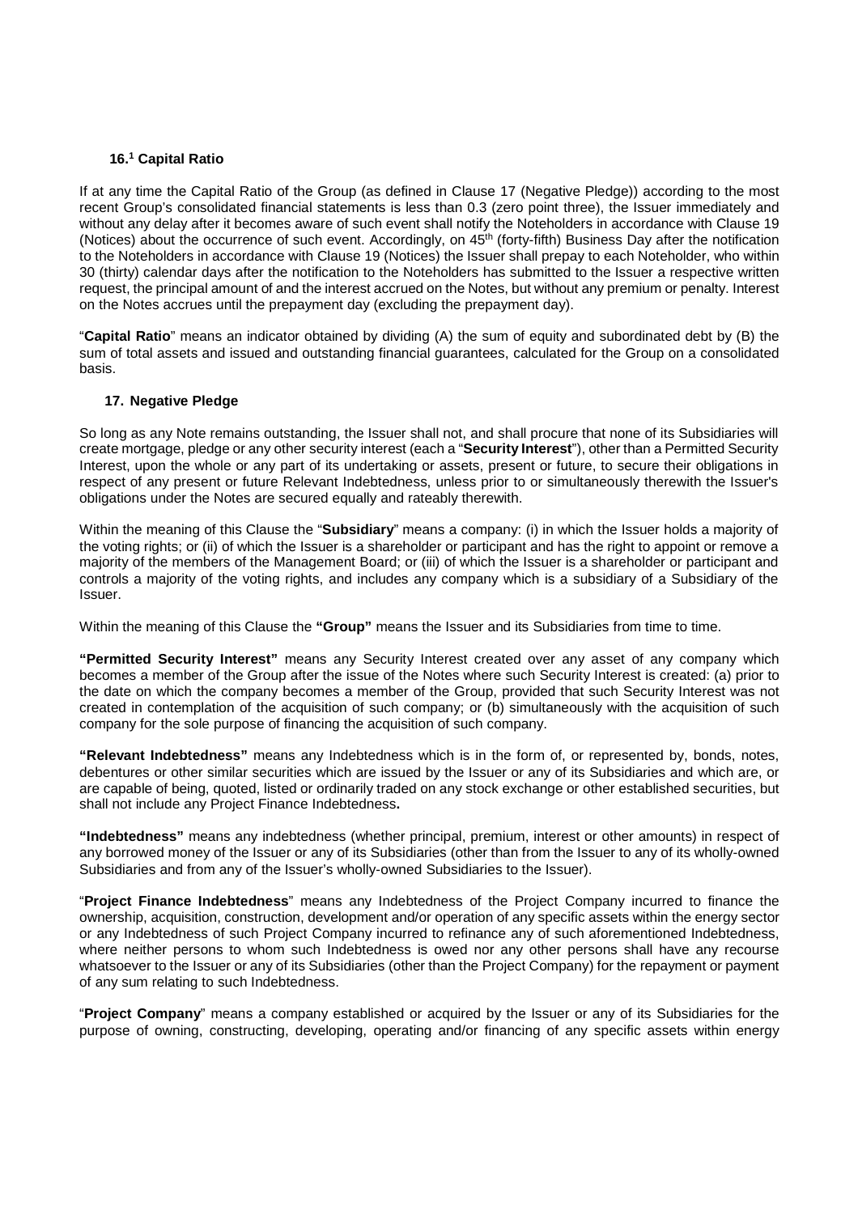### 16.[1] Capital Ratio

If at any time the Capital Ratio of the Group (as defined in Clause 17 (Negative Pledge)) according to the most recent Group's consolidated financial statements is less than 0.3 (zero point three), the Issuer immediately and without any delay after it becomes aware of such event shall notify the Noteholders in accordance with Clause 19 (Notices) about the occurrence of such event. Accordingly, on 45th (forty-fifth) Business Day after the notification to the Noteholders in accordance with Clause 19 (Notices) the Issuer shall prepay to each Noteholder, who within 30 (thirty) calendar days after the notification to the Noteholders has submitted to the Issuer a respective written request, the principal amount of and the interest accrued on the Notes, but without any premium or penalty. Interest on the Notes accrues until the prepayment day (excluding the prepayment day).

"**Capital Ratio**" means an indicator obtained by dividing (A) the sum of equity and subordinated debt by (B) the sum of total assets and issued and outstanding financial guarantees, calculated for the Group on a consolidated basis.

### 17. Negative Pledge

So long as any Note remains outstanding, the Issuer shall not, and shall procure that none of its Subsidiaries will create mortgage, pledge or any other security interest (each a "**Security Interest**"), other than a Permitted Security Interest, upon the whole or any part of its undertaking or assets, present or future, to secure their obligations in respect of any present or future Relevant Indebtedness, unless prior to or simultaneously therewith the Issuer's obligations under the Notes are secured equally and rateably therewith.

Within the meaning of this Clause the "**Subsidiary**" means a company: (i) in which the Issuer holds a majority of the voting rights; or (ii) of which the Issuer is a shareholder or participant and has the right to appoint or remove a majority of the members of the Management Board; or (iii) of which the Issuer is a shareholder or participant and controls a majority of the voting rights, and includes any company which is a subsidiary of a Subsidiary of the Issuer.

Within the meaning of this Clause the **"Group"** means the Issuer and its Subsidiaries from time to time.

**"Permitted Security Interest"** means any Security Interest created over any asset of any company which becomes a member of the Group after the issue of the Notes where such Security Interest is created: (a) prior to the date on which the company becomes a member of the Group, provided that such Security Interest was not created in contemplation of the acquisition of such company; or (b) simultaneously with the acquisition of such company for the sole purpose of financing the acquisition of such company.

**"Relevant Indebtedness"** means any Indebtedness which is in the form of, or represented by, bonds, notes, debentures or other similar securities which are issued by the Issuer or any of its Subsidiaries and which are, or are capable of being, quoted, listed or ordinarily traded on any stock exchange or other established securities, but shall not include any Project Finance Indebtedness**.**

**"Indebtedness"** means any indebtedness (whether principal, premium, interest or other amounts) in respect of any borrowed money of the Issuer or any of its Subsidiaries (other than from the Issuer to any of its wholly-owned Subsidiaries and from any of the Issuer's wholly-owned Subsidiaries to the Issuer).

"**Project Finance Indebtedness**" means any Indebtedness of the Project Company incurred to finance the ownership, acquisition, construction, development and/or operation of any specific assets within the energy sector or any Indebtedness of such Project Company incurred to refinance any of such aforementioned Indebtedness, where neither persons to whom such Indebtedness is owed nor any other persons shall have any recourse whatsoever to the Issuer or any of its Subsidiaries (other than the Project Company) for the repayment or payment of any sum relating to such Indebtedness.

"**Project Company**" means a company established or acquired by the Issuer or any of its Subsidiaries for the purpose of owning, constructing, developing, operating and/or financing of any specific assets within energy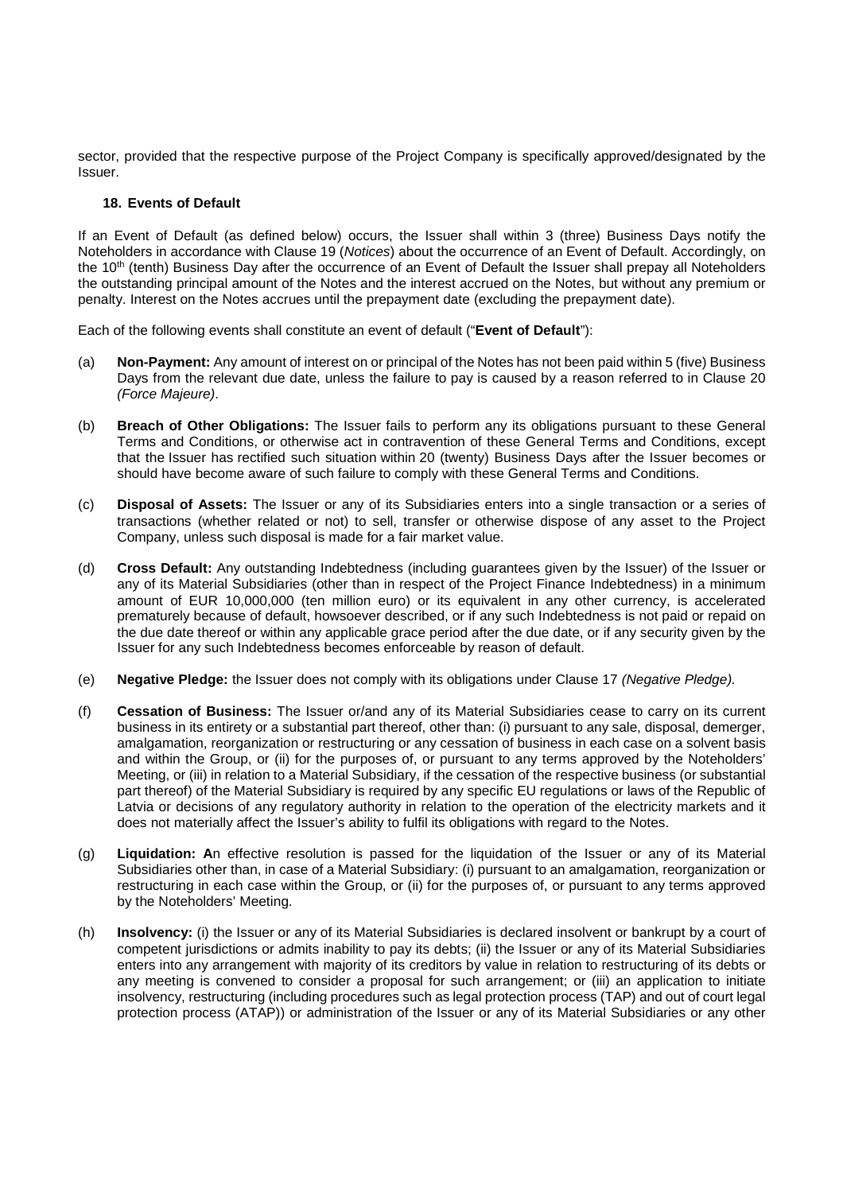sector, provided that the respective purpose of the Project Company is specifically approved/designated by the Issuer.

### 18. Events of Default

If an Event of Default (as defined below) occurs, the Issuer shall within 3 (three) Business Days notify the Noteholders in accordance with Clause 19 (*Notices*) about the occurrence of an Event of Default. Accordingly, on the 10th (tenth) Business Day after the occurrence of an Event of Default the Issuer shall prepay all Noteholders the outstanding principal amount of the Notes and the interest accrued on the Notes, but without any premium or penalty. Interest on the Notes accrues until the prepayment date (excluding the prepayment date).

Each of the following events shall constitute an event of default ("**Event of Default**"):

(a) **Non-Payment:** Any amount of interest on or principal of the Notes has not been paid within 5 (five) Business Days from the relevant due date, unless the failure to pay is caused by a reason referred to in Clause 20 *(Force Majeure)*.

(b) **Breach of Other Obligations:** The Issuer fails to perform any its obligations pursuant to these General Terms and Conditions, or otherwise act in contravention of these General Terms and Conditions, except that the Issuer has rectified such situation within 20 (twenty) Business Days after the Issuer becomes or should have become aware of such failure to comply with these General Terms and Conditions.

(c) **Disposal of Assets:** The Issuer or any of its Subsidiaries enters into a single transaction or a series of transactions (whether related or not) to sell, transfer or otherwise dispose of any asset to the Project Company, unless such disposal is made for a fair market value.

(d) **Cross Default:** Any outstanding Indebtedness (including guarantees given by the Issuer) of the Issuer or any of its Material Subsidiaries (other than in respect of the Project Finance Indebtedness) in a minimum amount of EUR 10,000,000 (ten million euro) or its equivalent in any other currency, is accelerated prematurely because of default, howsoever described, or if any such Indebtedness is not paid or repaid on the due date thereof or within any applicable grace period after the due date, or if any security given by the Issuer for any such Indebtedness becomes enforceable by reason of default.

(e) **Negative Pledge:** the Issuer does not comply with its obligations under Clause 17 *(Negative Pledge).*

(f) **Cessation of Business:** The Issuer or/and any of its Material Subsidiaries cease to carry on its current business in its entirety or a substantial part thereof, other than: (i) pursuant to any sale, disposal, demerger, amalgamation, reorganization or restructuring or any cessation of business in each case on a solvent basis and within the Group, or (ii) for the purposes of, or pursuant to any terms approved by the Noteholders' Meeting, or (iii) in relation to a Material Subsidiary, if the cessation of the respective business (or substantial part thereof) of the Material Subsidiary is required by any specific EU regulations or laws of the Republic of Latvia or decisions of any regulatory authority in relation to the operation of the electricity markets and it does not materially affect the Issuer's ability to fulfil its obligations with regard to the Notes.

(g) **Liquidation: A**n effective resolution is passed for the liquidation of the Issuer or any of its Material Subsidiaries other than, in case of a Material Subsidiary: (i) pursuant to an amalgamation, reorganization or restructuring in each case within the Group, or (ii) for the purposes of, or pursuant to any terms approved by the Noteholders' Meeting.

(h) **Insolvency:** (i) the Issuer or any of its Material Subsidiaries is declared insolvent or bankrupt by a court of competent jurisdictions or admits inability to pay its debts; (ii) the Issuer or any of its Material Subsidiaries enters into any arrangement with majority of its creditors by value in relation to restructuring of its debts or any meeting is convened to consider a proposal for such arrangement; or (iii) an application to initiate insolvency, restructuring (including procedures such as legal protection process (TAP) and out of court legal protection process (ATAP)) or administration of the Issuer or any of its Material Subsidiaries or any other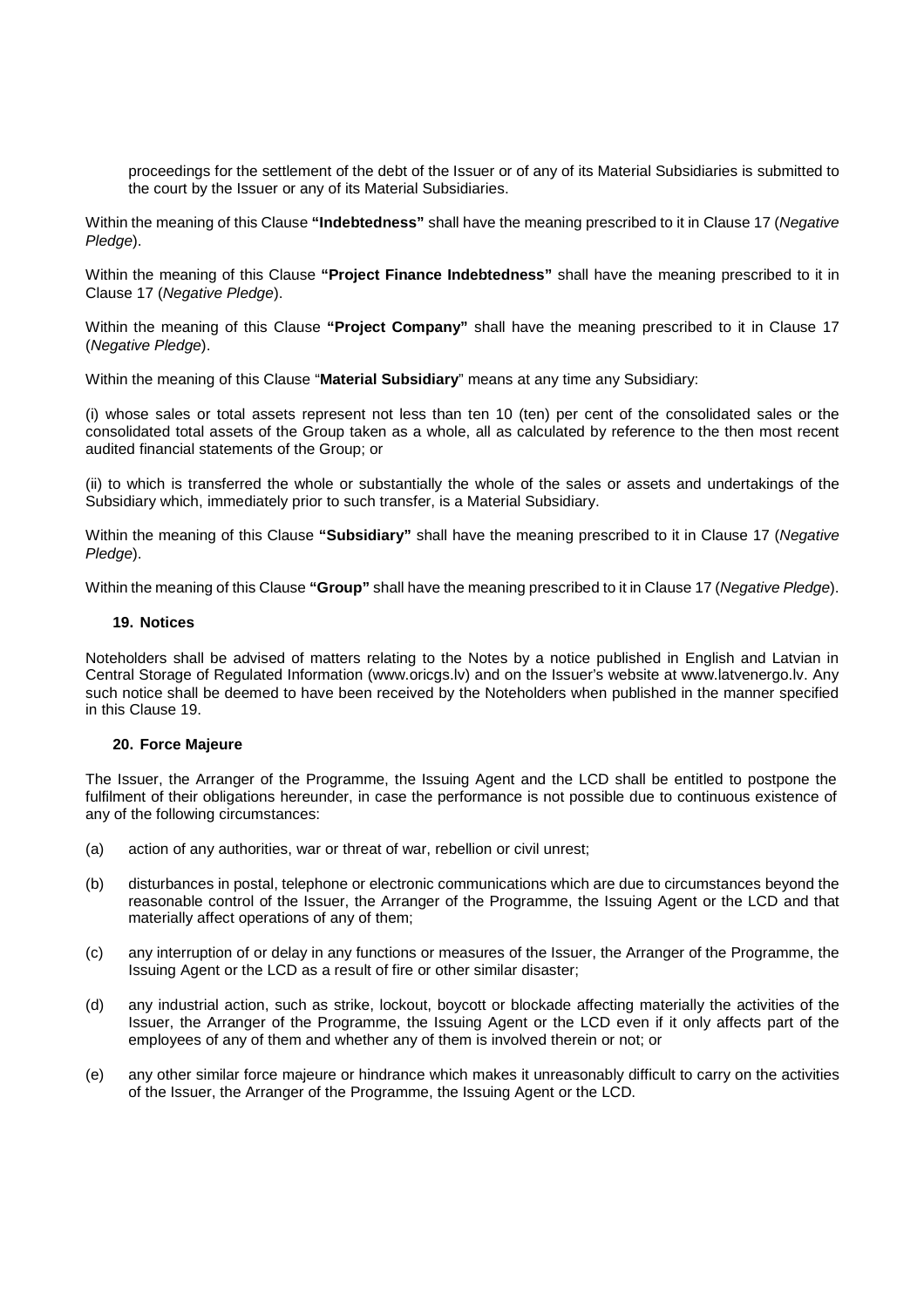proceedings for the settlement of the debt of the Issuer or of any of its Material Subsidiaries is submitted to the court by the Issuer or any of its Material Subsidiaries.

Within the meaning of this Clause **"Indebtedness"** shall have the meaning prescribed to it in Clause 17 (*Negative Pledge*).

Within the meaning of this Clause **"Project Finance Indebtedness"** shall have the meaning prescribed to it in Clause 17 (*Negative Pledge*).

Within the meaning of this Clause **"Project Company"** shall have the meaning prescribed to it in Clause 17 (*Negative Pledge*).

Within the meaning of this Clause "**Material Subsidiary**" means at any time any Subsidiary:

(i) whose sales or total assets represent not less than ten 10 (ten) per cent of the consolidated sales or the consolidated total assets of the Group taken as a whole, all as calculated by reference to the then most recent audited financial statements of the Group; or

(ii) to which is transferred the whole or substantially the whole of the sales or assets and undertakings of the Subsidiary which, immediately prior to such transfer, is a Material Subsidiary.

Within the meaning of this Clause **"Subsidiary"** shall have the meaning prescribed to it in Clause 17 (*Negative Pledge*).

Within the meaning of this Clause **"Group"** shall have the meaning prescribed to it in Clause 17 (*Negative Pledge*).

## 19. Notices

Noteholders shall be advised of matters relating to the Notes by a notice published in English and Latvian in Central Storage of Regulated Information (www.oricgs.lv) and on the Issuer's website at www.latvenergo.lv. Any such notice shall be deemed to have been received by the Noteholders when published in the manner specified in this Clause 19.

## 20. Force Majeure

The Issuer, the Arranger of the Programme, the Issuing Agent and the LCD shall be entitled to postpone the fulfilment of their obligations hereunder, in case the performance is not possible due to continuous existence of any of the following circumstances:

(a) action of any authorities, war or threat of war, rebellion or civil unrest;

(b) disturbances in postal, telephone or electronic communications which are due to circumstances beyond the reasonable control of the Issuer, the Arranger of the Programme, the Issuing Agent or the LCD and that materially affect operations of any of them;

(c) any interruption of or delay in any functions or measures of the Issuer, the Arranger of the Programme, the Issuing Agent or the LCD as a result of fire or other similar disaster;

(d) any industrial action, such as strike, lockout, boycott or blockade affecting materially the activities of the Issuer, the Arranger of the Programme, the Issuing Agent or the LCD even if it only affects part of the employees of any of them and whether any of them is involved therein or not; or

(e) any other similar force majeure or hindrance which makes it unreasonably difficult to carry on the activities of the Issuer, the Arranger of the Programme, the Issuing Agent or the LCD.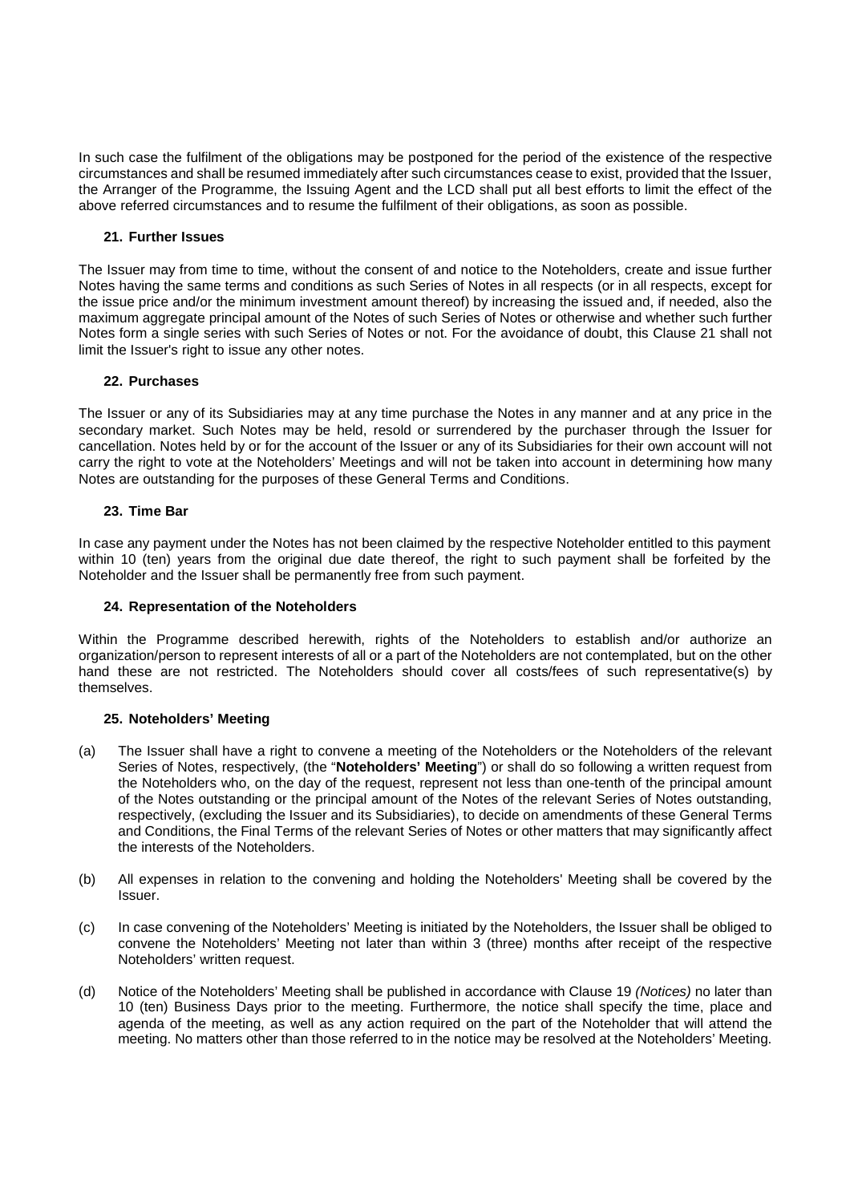In such case the fulfilment of the obligations may be postponed for the period of the existence of the respective circumstances and shall be resumed immediately after such circumstances cease to exist, provided that the Issuer, the Arranger of the Programme, the Issuing Agent and the LCD shall put all best efforts to limit the effect of the above referred circumstances and to resume the fulfilment of their obligations, as soon as possible.

### 21. Further Issues

The Issuer may from time to time, without the consent of and notice to the Noteholders, create and issue further Notes having the same terms and conditions as such Series of Notes in all respects (or in all respects, except for the issue price and/or the minimum investment amount thereof) by increasing the issued and, if needed, also the maximum aggregate principal amount of the Notes of such Series of Notes or otherwise and whether such further Notes form a single series with such Series of Notes or not. For the avoidance of doubt, this Clause 21 shall not limit the Issuer's right to issue any other notes.

### 22. Purchases

The Issuer or any of its Subsidiaries may at any time purchase the Notes in any manner and at any price in the secondary market. Such Notes may be held, resold or surrendered by the purchaser through the Issuer for cancellation. Notes held by or for the account of the Issuer or any of its Subsidiaries for their own account will not carry the right to vote at the Noteholders' Meetings and will not be taken into account in determining how many Notes are outstanding for the purposes of these General Terms and Conditions.

### 23. Time Bar

In case any payment under the Notes has not been claimed by the respective Noteholder entitled to this payment within 10 (ten) years from the original due date thereof, the right to such payment shall be forfeited by the Noteholder and the Issuer shall be permanently free from such payment.

### 24. Representation of the Noteholders

Within the Programme described herewith, rights of the Noteholders to establish and/or authorize an organization/person to represent interests of all or a part of the Noteholders are not contemplated, but on the other hand these are not restricted. The Noteholders should cover all costs/fees of such representative(s) by themselves.

### 25. Noteholders' Meeting

(a) The Issuer shall have a right to convene a meeting of the Noteholders or the Noteholders of the relevant Series of Notes, respectively, (the "**Noteholders' Meeting**") or shall do so following a written request from the Noteholders who, on the day of the request, represent not less than one-tenth of the principal amount of the Notes outstanding or the principal amount of the Notes of the relevant Series of Notes outstanding, respectively, (excluding the Issuer and its Subsidiaries), to decide on amendments of these General Terms and Conditions, the Final Terms of the relevant Series of Notes or other matters that may significantly affect the interests of the Noteholders.

(b) All expenses in relation to the convening and holding the Noteholders' Meeting shall be covered by the Issuer.

(c) In case convening of the Noteholders' Meeting is initiated by the Noteholders, the Issuer shall be obliged to convene the Noteholders' Meeting not later than within 3 (three) months after receipt of the respective Noteholders' written request.

(d) Notice of the Noteholders' Meeting shall be published in accordance with Clause 19 *(Notices)* no later than 10 (ten) Business Days prior to the meeting. Furthermore, the notice shall specify the time, place and agenda of the meeting, as well as any action required on the part of the Noteholder that will attend the meeting. No matters other than those referred to in the notice may be resolved at the Noteholders' Meeting.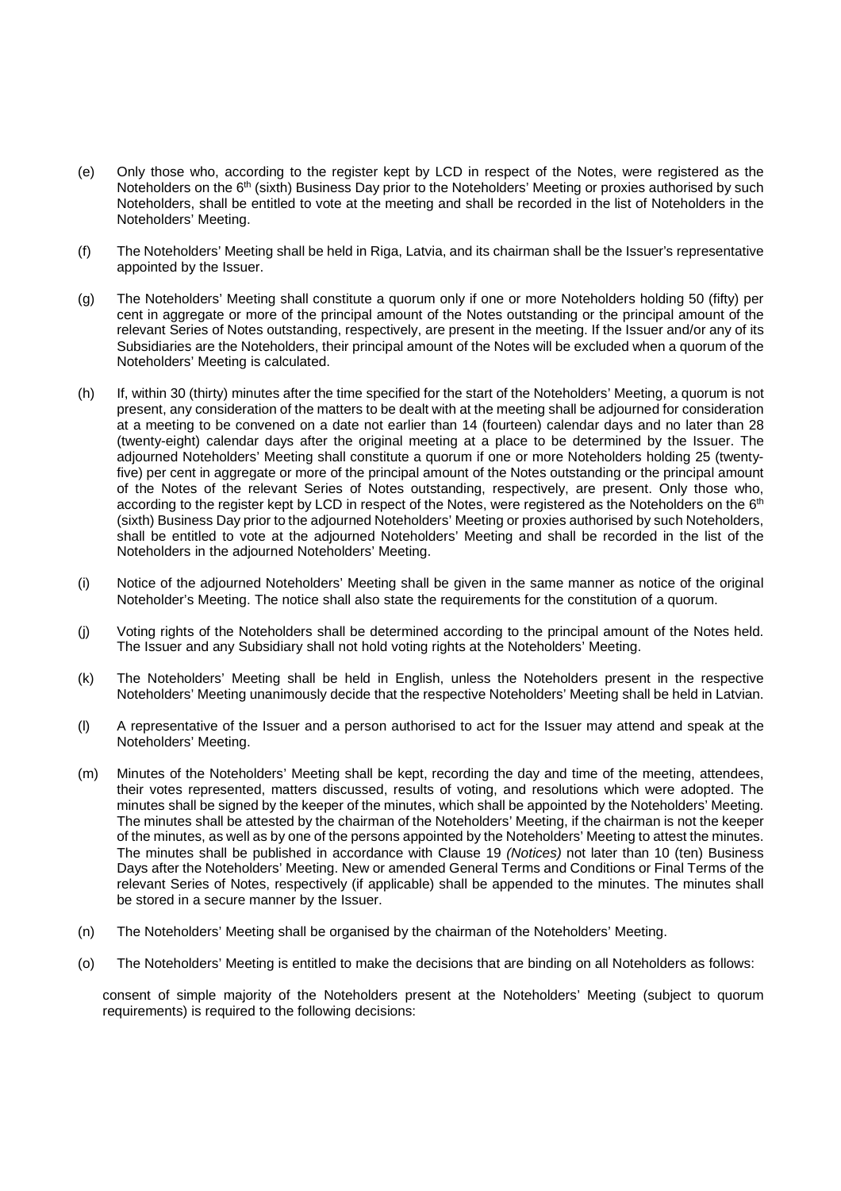(e) Only those who, according to the register kept by LCD in respect of the Notes, were registered as the Noteholders on the 6th (sixth) Business Day prior to the Noteholders' Meeting or proxies authorised by such Noteholders, shall be entitled to vote at the meeting and shall be recorded in the list of Noteholders in the Noteholders' Meeting.

(f) The Noteholders' Meeting shall be held in Riga, Latvia, and its chairman shall be the Issuer's representative appointed by the Issuer.

(g) The Noteholders' Meeting shall constitute a quorum only if one or more Noteholders holding 50 (fifty) per cent in aggregate or more of the principal amount of the Notes outstanding or the principal amount of the relevant Series of Notes outstanding, respectively, are present in the meeting. If the Issuer and/or any of its Subsidiaries are the Noteholders, their principal amount of the Notes will be excluded when a quorum of the Noteholders' Meeting is calculated.

(h) If, within 30 (thirty) minutes after the time specified for the start of the Noteholders' Meeting, a quorum is not present, any consideration of the matters to be dealt with at the meeting shall be adjourned for consideration at a meeting to be convened on a date not earlier than 14 (fourteen) calendar days and no later than 28 (twenty-eight) calendar days after the original meeting at a place to be determined by the Issuer. The adjourned Noteholders' Meeting shall constitute a quorum if one or more Noteholders holding 25 (twenty-five) per cent in aggregate or more of the principal amount of the Notes outstanding or the principal amount of the Notes of the relevant Series of Notes outstanding, respectively, are present. Only those who, according to the register kept by LCD in respect of the Notes, were registered as the Noteholders on the 6th (sixth) Business Day prior to the adjourned Noteholders' Meeting or proxies authorised by such Noteholders, shall be entitled to vote at the adjourned Noteholders' Meeting and shall be recorded in the list of the Noteholders in the adjourned Noteholders' Meeting.

(i) Notice of the adjourned Noteholders' Meeting shall be given in the same manner as notice of the original Noteholder's Meeting. The notice shall also state the requirements for the constitution of a quorum.

(j) Voting rights of the Noteholders shall be determined according to the principal amount of the Notes held. The Issuer and any Subsidiary shall not hold voting rights at the Noteholders' Meeting.

(k) The Noteholders' Meeting shall be held in English, unless the Noteholders present in the respective Noteholders' Meeting unanimously decide that the respective Noteholders' Meeting shall be held in Latvian.

(l) A representative of the Issuer and a person authorised to act for the Issuer may attend and speak at the Noteholders' Meeting.

(m) Minutes of the Noteholders' Meeting shall be kept, recording the day and time of the meeting, attendees, their votes represented, matters discussed, results of voting, and resolutions which were adopted. The minutes shall be signed by the keeper of the minutes, which shall be appointed by the Noteholders' Meeting. The minutes shall be attested by the chairman of the Noteholders' Meeting, if the chairman is not the keeper of the minutes, as well as by one of the persons appointed by the Noteholders' Meeting to attest the minutes. The minutes shall be published in accordance with Clause 19 *(Notices)* not later than 10 (ten) Business Days after the Noteholders' Meeting. New or amended General Terms and Conditions or Final Terms of the relevant Series of Notes, respectively (if applicable) shall be appended to the minutes. The minutes shall be stored in a secure manner by the Issuer.

(n) The Noteholders' Meeting shall be organised by the chairman of the Noteholders' Meeting.

(o) The Noteholders' Meeting is entitled to make the decisions that are binding on all Noteholders as follows:

consent of simple majority of the Noteholders present at the Noteholders' Meeting (subject to quorum requirements) is required to the following decisions: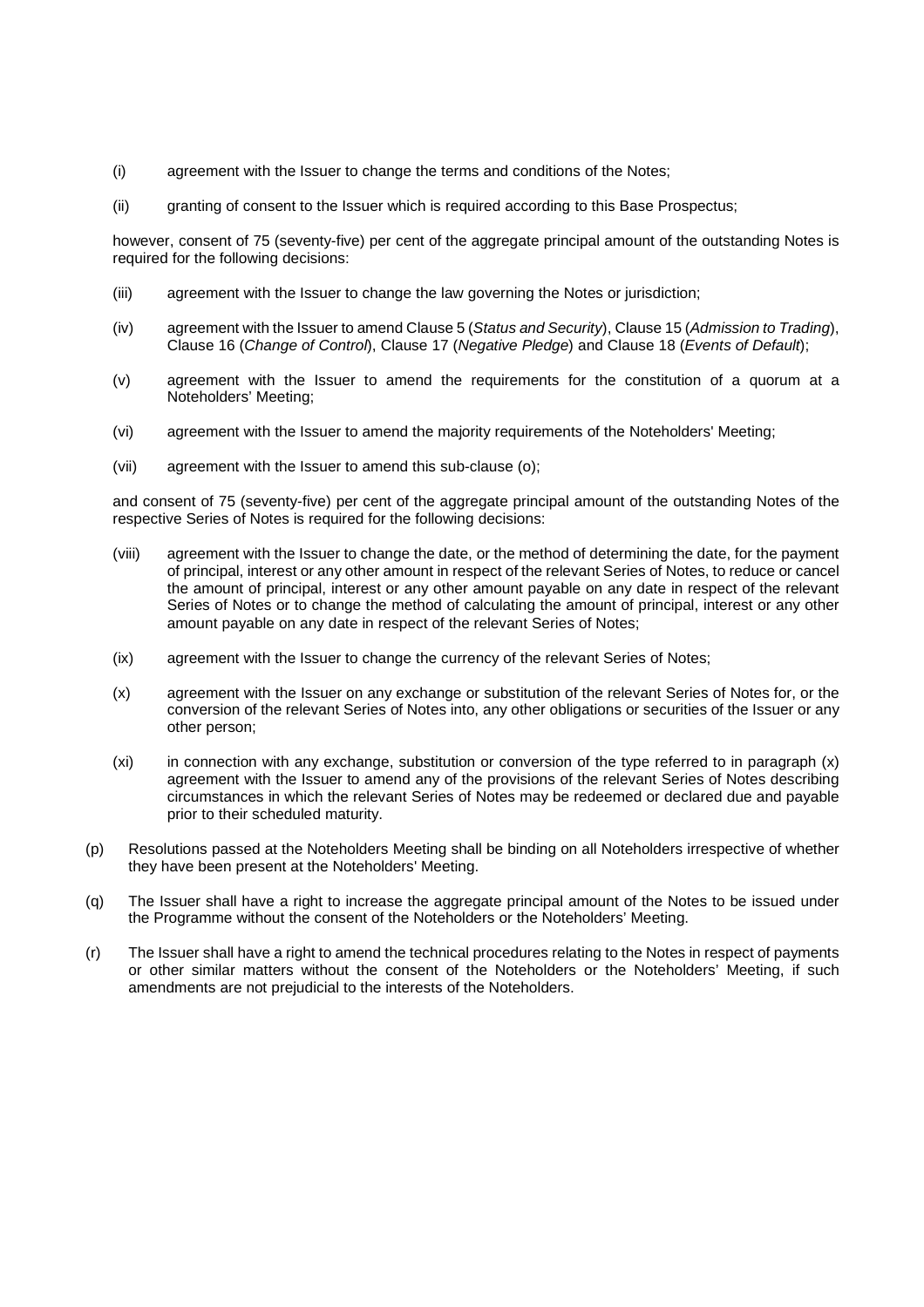(i) agreement with the Issuer to change the terms and conditions of the Notes;

(ii) granting of consent to the Issuer which is required according to this Base Prospectus;

however, consent of 75 (seventy-five) per cent of the aggregate principal amount of the outstanding Notes is required for the following decisions:

(iii) agreement with the Issuer to change the law governing the Notes or jurisdiction;

(iv) agreement with the Issuer to amend Clause 5 (*Status and Security*), Clause 15 (*Admission to Trading*), Clause 16 (*Change of Control*), Clause 17 (*Negative Pledge*) and Clause 18 (*Events of Default*);

(v) agreement with the Issuer to amend the requirements for the constitution of a quorum at a Noteholders' Meeting;

(vi) agreement with the Issuer to amend the majority requirements of the Noteholders' Meeting;

(vii) agreement with the Issuer to amend this sub-clause (o);

and consent of 75 (seventy-five) per cent of the aggregate principal amount of the outstanding Notes of the respective Series of Notes is required for the following decisions:

(viii) agreement with the Issuer to change the date, or the method of determining the date, for the payment of principal, interest or any other amount in respect of the relevant Series of Notes, to reduce or cancel the amount of principal, interest or any other amount payable on any date in respect of the relevant Series of Notes or to change the method of calculating the amount of principal, interest or any other amount payable on any date in respect of the relevant Series of Notes;

(ix) agreement with the Issuer to change the currency of the relevant Series of Notes;

(x) agreement with the Issuer on any exchange or substitution of the relevant Series of Notes for, or the conversion of the relevant Series of Notes into, any other obligations or securities of the Issuer or any other person;

(xi) in connection with any exchange, substitution or conversion of the type referred to in paragraph (x) agreement with the Issuer to amend any of the provisions of the relevant Series of Notes describing circumstances in which the relevant Series of Notes may be redeemed or declared due and payable prior to their scheduled maturity.

(p) Resolutions passed at the Noteholders Meeting shall be binding on all Noteholders irrespective of whether they have been present at the Noteholders' Meeting.

(q) The Issuer shall have a right to increase the aggregate principal amount of the Notes to be issued under the Programme without the consent of the Noteholders or the Noteholders' Meeting.

(r) The Issuer shall have a right to amend the technical procedures relating to the Notes in respect of payments or other similar matters without the consent of the Noteholders or the Noteholders' Meeting, if such amendments are not prejudicial to the interests of the Noteholders.